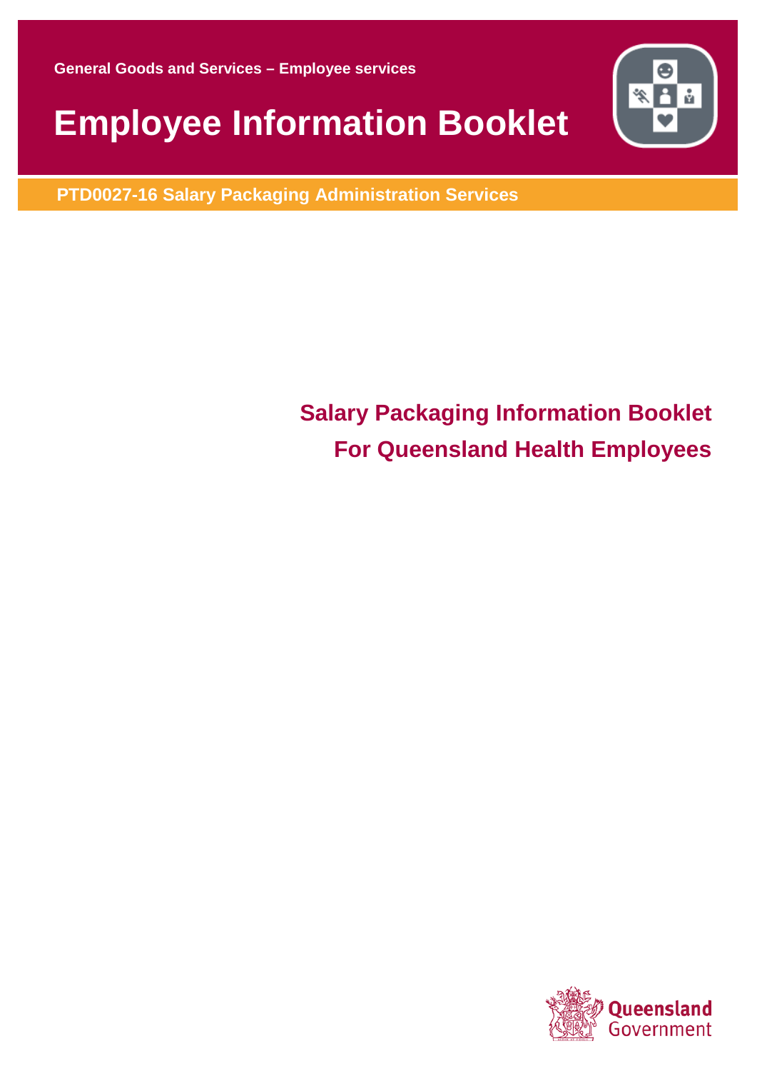General Goods and Services – Employee services

# Employee Information Booklet

**PTD0027-16 Salary Packaging Administration Services**

## Salary Packaging Information Booklet
## For Queensland Health Employees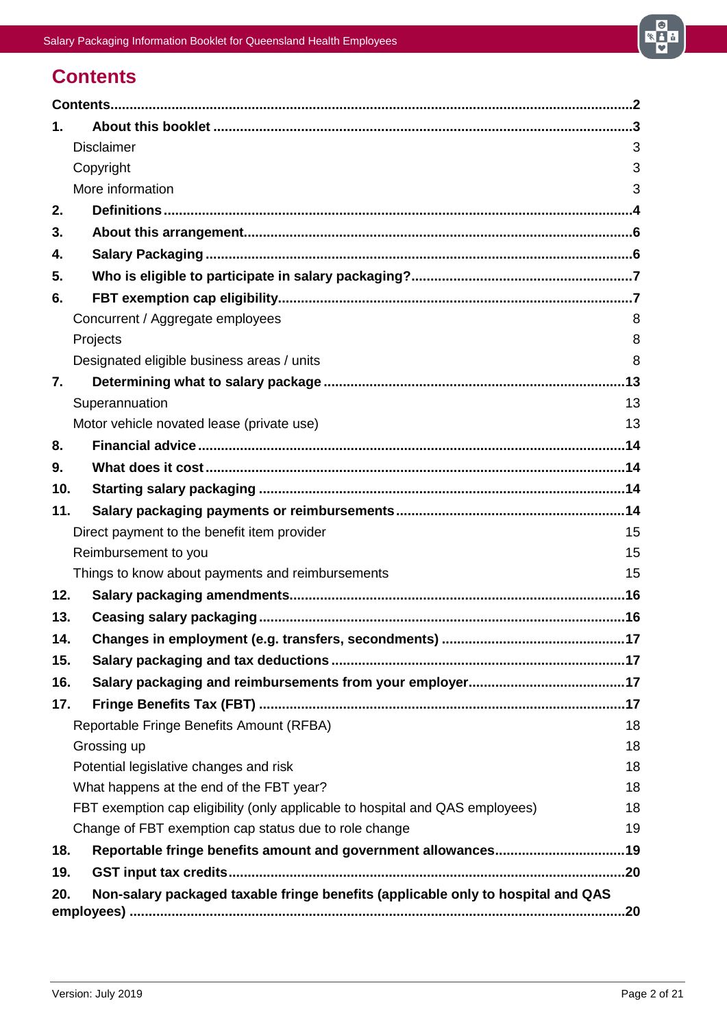# Contents

**Contents** ... **2**

**1. About this booklet** ... **3**

- Disclaimer ... 3
- Copyright ... 3
- More information ... 3

**2. Definitions** ... **4**

**3. About this arrangement** ... **6**

**4. Salary Packaging** ... **6**

**5. Who is eligible to participate in salary packaging?** ... **7**

**6. FBT exemption cap eligibility** ... **7**

- Concurrent / Aggregate employees ... 8
- Projects ... 8
- Designated eligible business areas / units ... 8

**7. Determining what to salary package** ... **13**

- Superannuation ... 13
- Motor vehicle novated lease (private use) ... 13

**8. Financial advice** ... **14**

**9. What does it cost** ... **14**

**10. Starting salary packaging** ... **14**

**11. Salary packaging payments or reimbursements** ... **14**

- Direct payment to the benefit item provider ... 15
- Reimbursement to you ... 15
- Things to know about payments and reimbursements ... 15

**12. Salary packaging amendments** ... **16**

**13. Ceasing salary packaging** ... **16**

**14. Changes in employment (e.g. transfers, secondments)** ... **17**

**15. Salary packaging and tax deductions** ... **17**

**16. Salary packaging and reimbursements from your employer** ... **17**

**17. Fringe Benefits Tax (FBT)** ... **17**

- Reportable Fringe Benefits Amount (RFBA) ... 18
- Grossing up ... 18
- Potential legislative changes and risk ... 18
- What happens at the end of the FBT year? ... 18
- FBT exemption cap eligibility (only applicable to hospital and QAS employees) ... 18
- Change of FBT exemption cap status due to role change ... 19

**18. Reportable fringe benefits amount and government allowances** ... **19**

**19. GST input tax credits** ... **20**

**20. Non-salary packaged taxable fringe benefits (applicable only to hospital and QAS employees)** ... **20**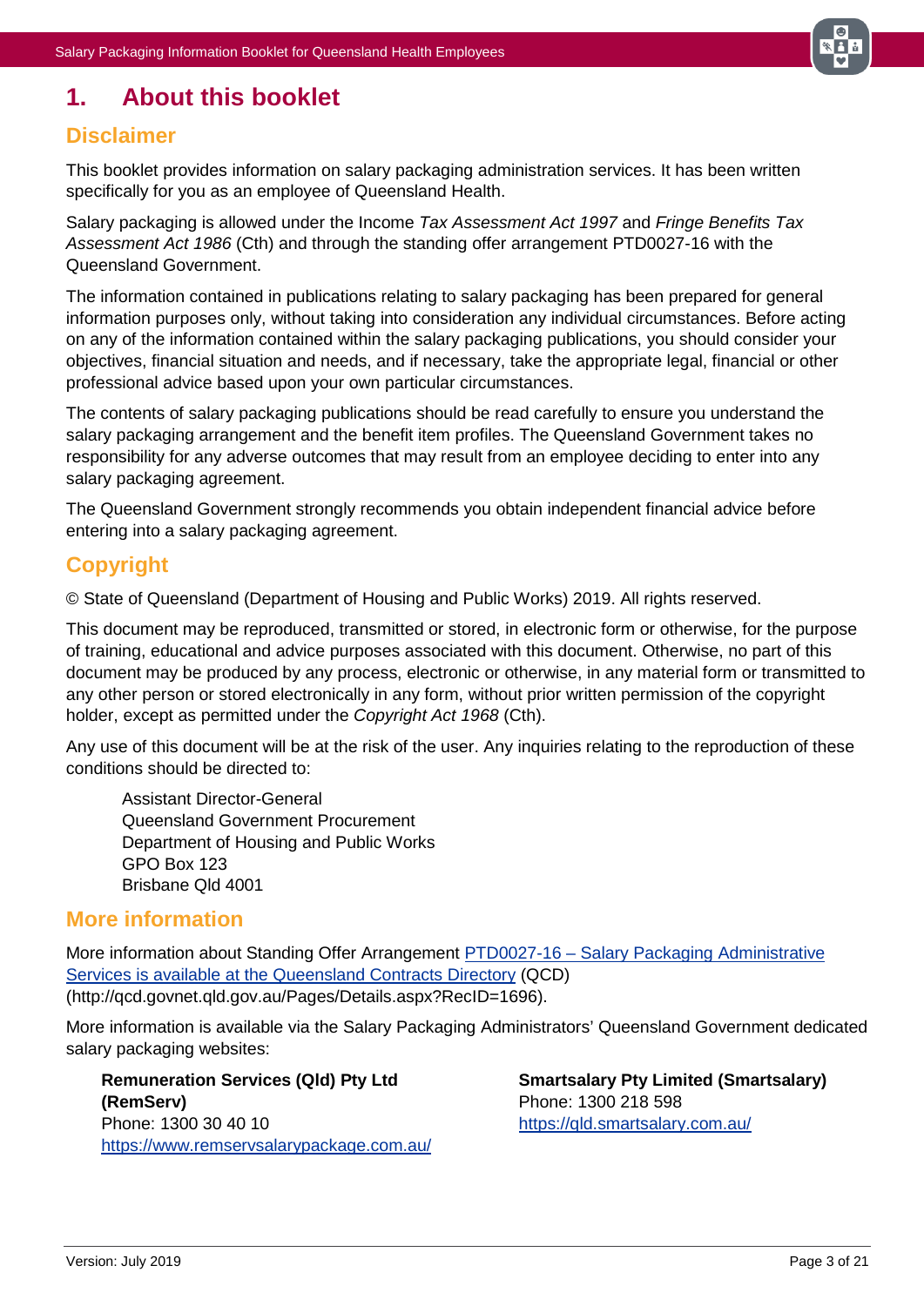# 1. About this booklet

## Disclaimer

This booklet provides information on salary packaging administration services. It has been written specifically for you as an employee of Queensland Health.

Salary packaging is allowed under the Income *Tax Assessment Act 1997* and *Fringe Benefits Tax Assessment Act 1986* (Cth) and through the standing offer arrangement PTD0027-16 with the Queensland Government.

The information contained in publications relating to salary packaging has been prepared for general information purposes only, without taking into consideration any individual circumstances. Before acting on any of the information contained within the salary packaging publications, you should consider your objectives, financial situation and needs, and if necessary, take the appropriate legal, financial or other professional advice based upon your own particular circumstances.

The contents of salary packaging publications should be read carefully to ensure you understand the salary packaging arrangement and the benefit item profiles. The Queensland Government takes no responsibility for any adverse outcomes that may result from an employee deciding to enter into any salary packaging agreement.

The Queensland Government strongly recommends you obtain independent financial advice before entering into a salary packaging agreement.

## Copyright

© State of Queensland (Department of Housing and Public Works) 2019. All rights reserved.

This document may be reproduced, transmitted or stored, in electronic form or otherwise, for the purpose of training, educational and advice purposes associated with this document. Otherwise, no part of this document may be produced by any process, electronic or otherwise, in any material form or transmitted to any other person or stored electronically in any form, without prior written permission of the copyright holder, except as permitted under the *Copyright Act 1968* (Cth).

Any use of this document will be at the risk of the user. Any inquiries relating to the reproduction of these conditions should be directed to:

> Assistant Director-General
> Queensland Government Procurement
> Department of Housing and Public Works
> GPO Box 123
> Brisbane Qld 4001

## More information

More information about Standing Offer Arrangement PTD0027-16 – Salary Packaging Administrative Services is available at the Queensland Contracts Directory (QCD) (http://qcd.govnet.qld.gov.au/Pages/Details.aspx?RecID=1696).

More information is available via the Salary Packaging Administrators' Queensland Government dedicated salary packaging websites:

**Remuneration Services (Qld) Pty Ltd (RemServ)**
Phone: 1300 30 40 10
https://www.remservsalarypackage.com.au/

**Smartsalary Pty Limited (Smartsalary)**
Phone: 1300 218 598
https://qld.smartsalary.com.au/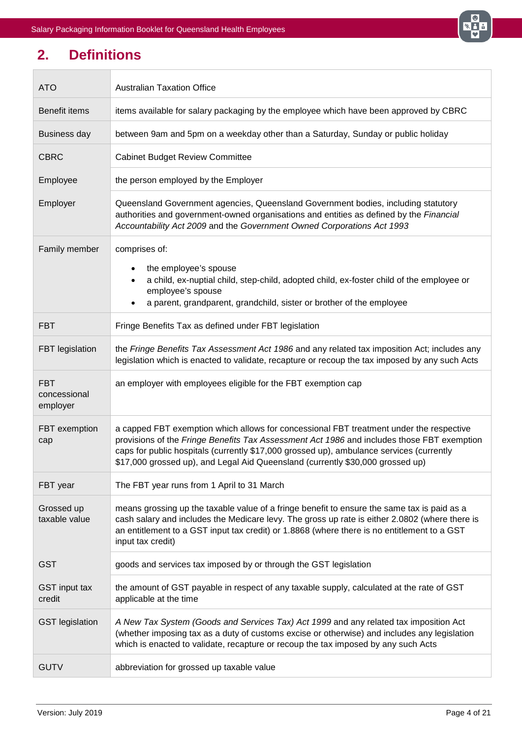## 2. Definitions

| | |
|---|---|
| ATO | Australian Taxation Office |
| Benefit items | items available for salary packaging by the employee which have been approved by CBRC |
| Business day | between 9am and 5pm on a weekday other than a Saturday, Sunday or public holiday |
| CBRC | Cabinet Budget Review Committee |
| Employee | the person employed by the Employer |
| Employer | Queensland Government agencies, Queensland Government bodies, including statutory authorities and government-owned organisations and entities as defined by the *Financial Accountability Act 2009* and the *Government Owned Corporations Act 1993* |
| Family member | comprises of:<br>• the employee's spouse<br>• a child, ex-nuptial child, step-child, adopted child, ex-foster child of the employee or employee's spouse<br>• a parent, grandparent, grandchild, sister or brother of the employee |
| FBT | Fringe Benefits Tax as defined under FBT legislation |
| FBT legislation | the *Fringe Benefits Tax Assessment Act 1986* and any related tax imposition Act; includes any legislation which is enacted to validate, recapture or recoup the tax imposed by any such Acts |
| FBT concessional employer | an employer with employees eligible for the FBT exemption cap |
| FBT exemption cap | a capped FBT exemption which allows for concessional FBT treatment under the respective provisions of the *Fringe Benefits Tax Assessment Act 1986* and includes those FBT exemption caps for public hospitals (currently $17,000 grossed up), ambulance services (currently $17,000 grossed up), and Legal Aid Queensland (currently $30,000 grossed up) |
| FBT year | The FBT year runs from 1 April to 31 March |
| Grossed up taxable value | means grossing up the taxable value of a fringe benefit to ensure the same tax is paid as a cash salary and includes the Medicare levy. The gross up rate is either 2.0802 (where there is an entitlement to a GST input tax credit) or 1.8868 (where there is no entitlement to a GST input tax credit) |
| GST | goods and services tax imposed by or through the GST legislation |
| GST input tax credit | the amount of GST payable in respect of any taxable supply, calculated at the rate of GST applicable at the time |
| GST legislation | *A New Tax System (Goods and Services Tax) Act 1999* and any related tax imposition Act (whether imposing tax as a duty of customs excise or otherwise) and includes any legislation which is enacted to validate, recapture or recoup the tax imposed by any such Acts |
| GUTV | abbreviation for grossed up taxable value |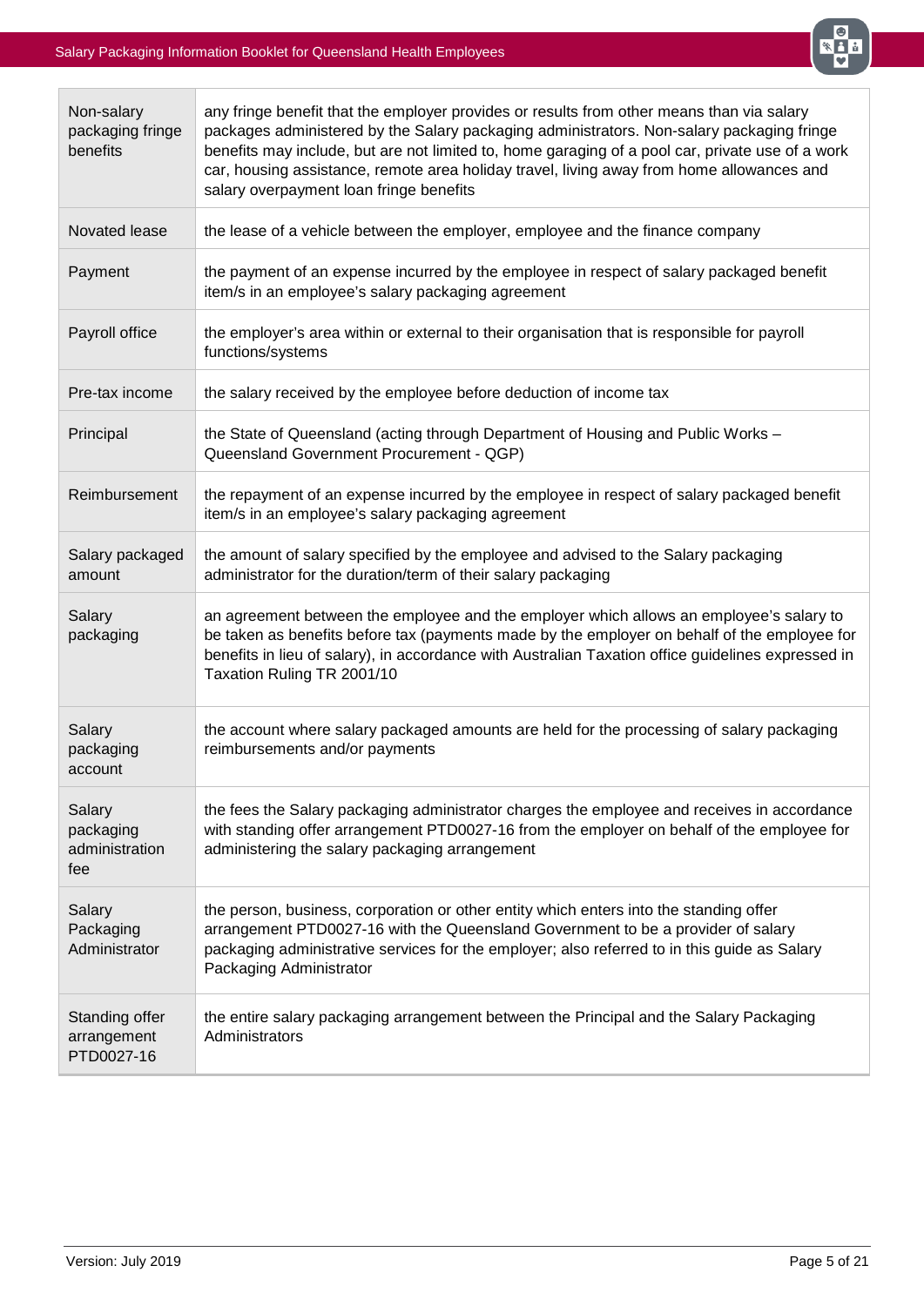| | |
|---|---|
| Non-salary packaging fringe benefits | any fringe benefit that the employer provides or results from other means than via salary packages administered by the Salary packaging administrators. Non-salary packaging fringe benefits may include, but are not limited to, home garaging of a pool car, private use of a work car, housing assistance, remote area holiday travel, living away from home allowances and salary overpayment loan fringe benefits |
| Novated lease | the lease of a vehicle between the employer, employee and the finance company |
| Payment | the payment of an expense incurred by the employee in respect of salary packaged benefit item/s in an employee's salary packaging agreement |
| Payroll office | the employer's area within or external to their organisation that is responsible for payroll functions/systems |
| Pre-tax income | the salary received by the employee before deduction of income tax |
| Principal | the State of Queensland (acting through Department of Housing and Public Works – Queensland Government Procurement - QGP) |
| Reimbursement | the repayment of an expense incurred by the employee in respect of salary packaged benefit item/s in an employee's salary packaging agreement |
| Salary packaged amount | the amount of salary specified by the employee and advised to the Salary packaging administrator for the duration/term of their salary packaging |
| Salary packaging | an agreement between the employee and the employer which allows an employee's salary to be taken as benefits before tax (payments made by the employer on behalf of the employee for benefits in lieu of salary), in accordance with Australian Taxation office guidelines expressed in Taxation Ruling TR 2001/10 |
| Salary packaging account | the account where salary packaged amounts are held for the processing of salary packaging reimbursements and/or payments |
| Salary packaging administration fee | the fees the Salary packaging administrator charges the employee and receives in accordance with standing offer arrangement PTD0027-16 from the employer on behalf of the employee for administering the salary packaging arrangement |
| Salary Packaging Administrator | the person, business, corporation or other entity which enters into the standing offer arrangement PTD0027-16 with the Queensland Government to be a provider of salary packaging administrative services for the employer; also referred to in this guide as Salary Packaging Administrator |
| Standing offer arrangement PTD0027-16 | the entire salary packaging arrangement between the Principal and the Salary Packaging Administrators |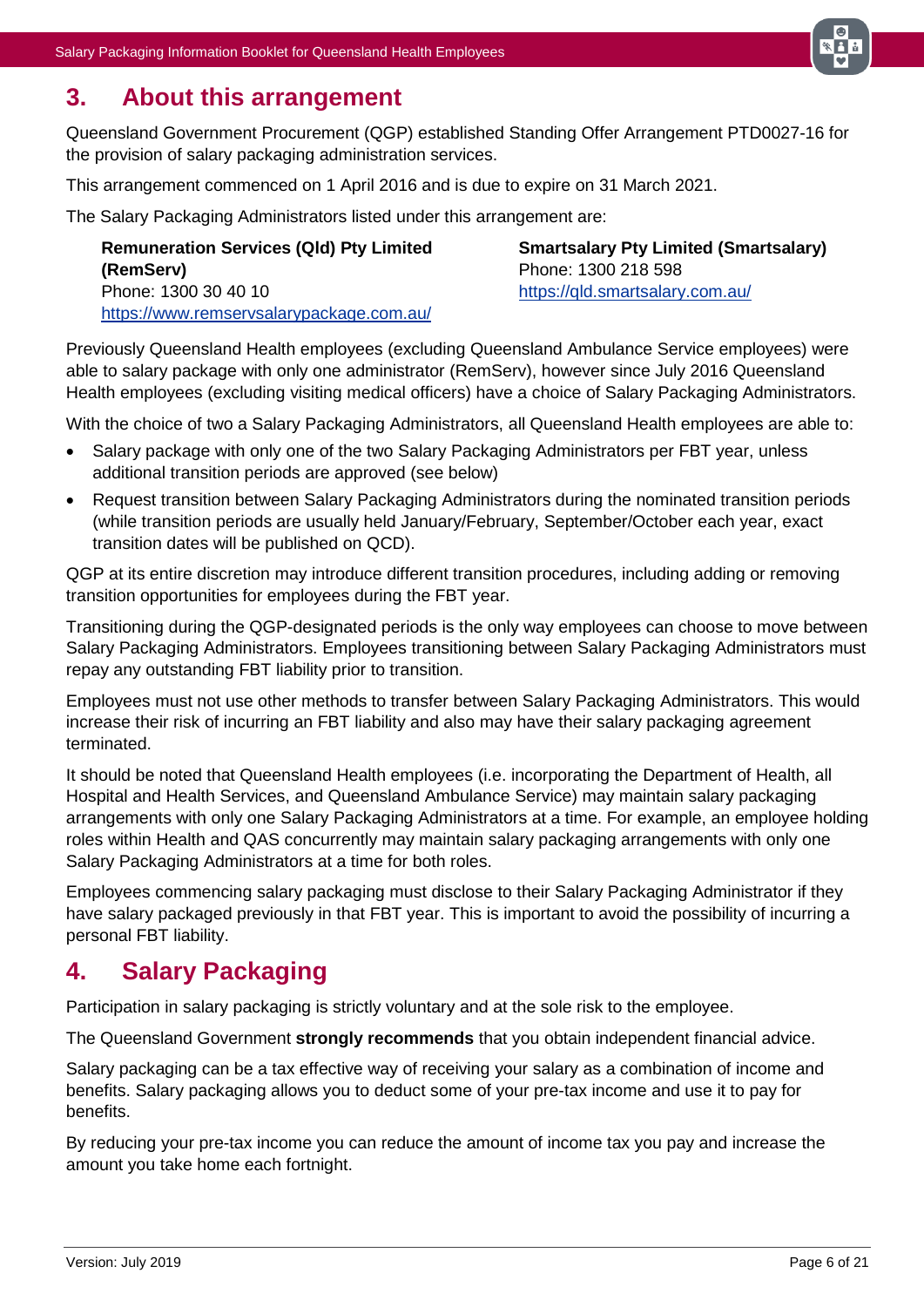## 3. About this arrangement

Queensland Government Procurement (QGP) established Standing Offer Arrangement PTD0027-16 for the provision of salary packaging administration services.

This arrangement commenced on 1 April 2016 and is due to expire on 31 March 2021.

The Salary Packaging Administrators listed under this arrangement are:

**Remuneration Services (Qld) Pty Limited (RemServ)**
Phone: 1300 30 40 10
https://www.remservsalarypackage.com.au/

**Smartsalary Pty Limited (Smartsalary)**
Phone: 1300 218 598
https://qld.smartsalary.com.au/

Previously Queensland Health employees (excluding Queensland Ambulance Service employees) were able to salary package with only one administrator (RemServ), however since July 2016 Queensland Health employees (excluding visiting medical officers) have a choice of Salary Packaging Administrators.

With the choice of two a Salary Packaging Administrators, all Queensland Health employees are able to:

- Salary package with only one of the two Salary Packaging Administrators per FBT year, unless additional transition periods are approved (see below)
- Request transition between Salary Packaging Administrators during the nominated transition periods (while transition periods are usually held January/February, September/October each year, exact transition dates will be published on QCD).

QGP at its entire discretion may introduce different transition procedures, including adding or removing transition opportunities for employees during the FBT year.

Transitioning during the QGP-designated periods is the only way employees can choose to move between Salary Packaging Administrators. Employees transitioning between Salary Packaging Administrators must repay any outstanding FBT liability prior to transition.

Employees must not use other methods to transfer between Salary Packaging Administrators. This would increase their risk of incurring an FBT liability and also may have their salary packaging agreement terminated.

It should be noted that Queensland Health employees (i.e. incorporating the Department of Health, all Hospital and Health Services, and Queensland Ambulance Service) may maintain salary packaging arrangements with only one Salary Packaging Administrators at a time. For example, an employee holding roles within Health and QAS concurrently may maintain salary packaging arrangements with only one Salary Packaging Administrators at a time for both roles.

Employees commencing salary packaging must disclose to their Salary Packaging Administrator if they have salary packaged previously in that FBT year. This is important to avoid the possibility of incurring a personal FBT liability.

## 4. Salary Packaging

Participation in salary packaging is strictly voluntary and at the sole risk to the employee.

The Queensland Government **strongly recommends** that you obtain independent financial advice.

Salary packaging can be a tax effective way of receiving your salary as a combination of income and benefits. Salary packaging allows you to deduct some of your pre-tax income and use it to pay for benefits.

By reducing your pre-tax income you can reduce the amount of income tax you pay and increase the amount you take home each fortnight.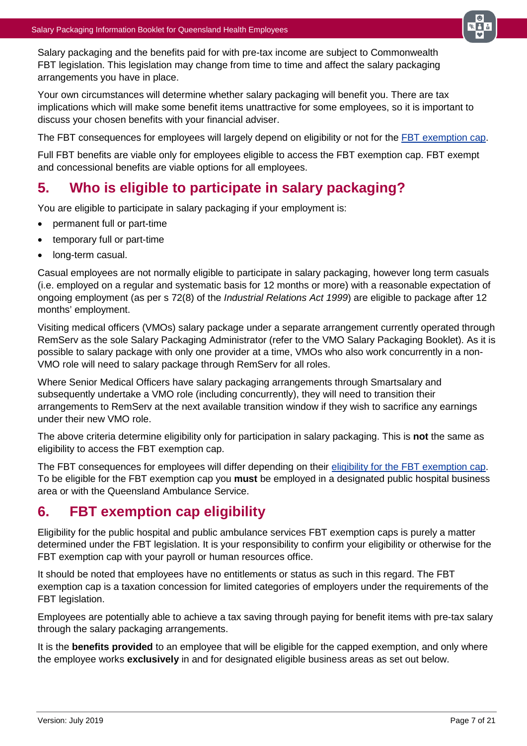Salary packaging and the benefits paid for with pre-tax income are subject to Commonwealth FBT legislation. This legislation may change from time to time and affect the salary packaging arrangements you have in place.

Your own circumstances will determine whether salary packaging will benefit you. There are tax implications which will make some benefit items unattractive for some employees, so it is important to discuss your chosen benefits with your financial adviser.

The FBT consequences for employees will largely depend on eligibility or not for the [FBT exemption cap](#).

Full FBT benefits are viable only for employees eligible to access the FBT exemption cap. FBT exempt and concessional benefits are viable options for all employees.

## 5. Who is eligible to participate in salary packaging?

You are eligible to participate in salary packaging if your employment is:

- permanent full or part-time
- temporary full or part-time
- long-term casual.

Casual employees are not normally eligible to participate in salary packaging, however long term casuals (i.e. employed on a regular and systematic basis for 12 months or more) with a reasonable expectation of ongoing employment (as per s 72(8) of the *Industrial Relations Act 1999*) are eligible to package after 12 months' employment.

Visiting medical officers (VMOs) salary package under a separate arrangement currently operated through RemServ as the sole Salary Packaging Administrator (refer to the VMO Salary Packaging Booklet). As it is possible to salary package with only one provider at a time, VMOs who also work concurrently in a non-VMO role will need to salary package through RemServ for all roles.

Where Senior Medical Officers have salary packaging arrangements through Smartsalary and subsequently undertake a VMO role (including concurrently), they will need to transition their arrangements to RemServ at the next available transition window if they wish to sacrifice any earnings under their new VMO role.

The above criteria determine eligibility only for participation in salary packaging. This is **not** the same as eligibility to access the FBT exemption cap.

The FBT consequences for employees will differ depending on their [eligibility for the FBT exemption cap](#). To be eligible for the FBT exemption cap you **must** be employed in a designated public hospital business area or with the Queensland Ambulance Service.

## 6. FBT exemption cap eligibility

Eligibility for the public hospital and public ambulance services FBT exemption caps is purely a matter determined under the FBT legislation. It is your responsibility to confirm your eligibility or otherwise for the FBT exemption cap with your payroll or human resources office.

It should be noted that employees have no entitlements or status as such in this regard. The FBT exemption cap is a taxation concession for limited categories of employers under the requirements of the FBT legislation.

Employees are potentially able to achieve a tax saving through paying for benefit items with pre-tax salary through the salary packaging arrangements.

It is the **benefits provided** to an employee that will be eligible for the capped exemption, and only where the employee works **exclusively** in and for designated eligible business areas as set out below.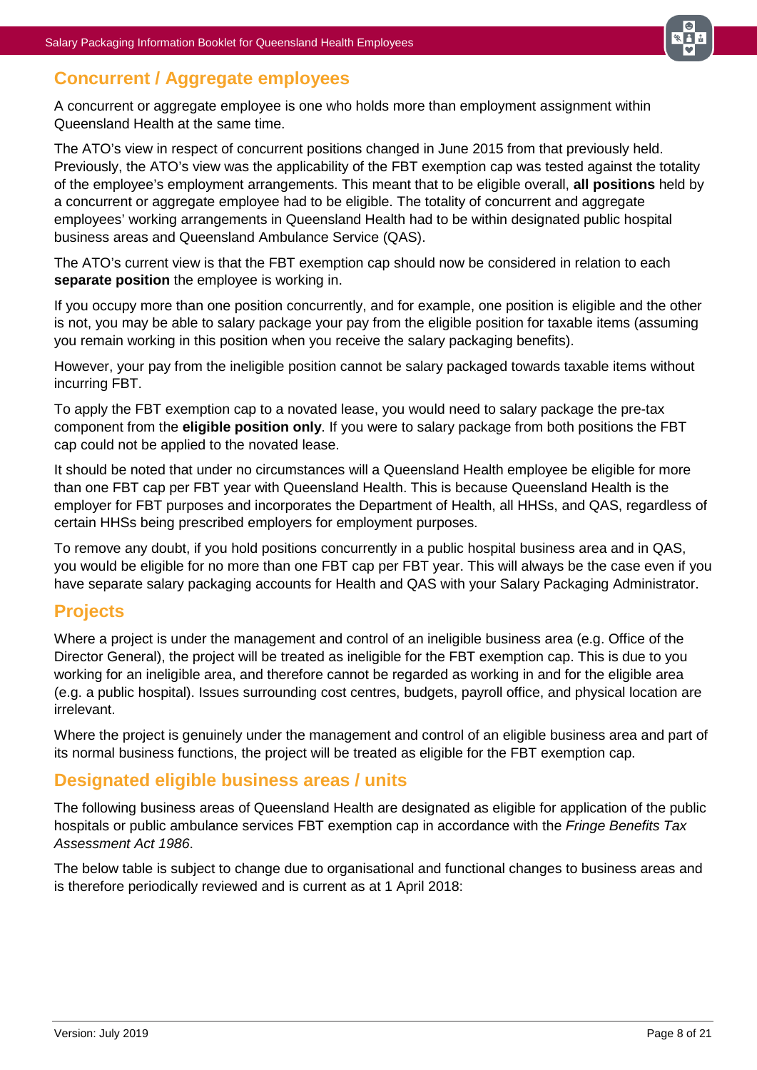## Concurrent / Aggregate employees

A concurrent or aggregate employee is one who holds more than employment assignment within Queensland Health at the same time.

The ATO's view in respect of concurrent positions changed in June 2015 from that previously held. Previously, the ATO's view was the applicability of the FBT exemption cap was tested against the totality of the employee's employment arrangements. This meant that to be eligible overall, **all positions** held by a concurrent or aggregate employee had to be eligible. The totality of concurrent and aggregate employees' working arrangements in Queensland Health had to be within designated public hospital business areas and Queensland Ambulance Service (QAS).

The ATO's current view is that the FBT exemption cap should now be considered in relation to each **separate position** the employee is working in.

If you occupy more than one position concurrently, and for example, one position is eligible and the other is not, you may be able to salary package your pay from the eligible position for taxable items (assuming you remain working in this position when you receive the salary packaging benefits).

However, your pay from the ineligible position cannot be salary packaged towards taxable items without incurring FBT.

To apply the FBT exemption cap to a novated lease, you would need to salary package the pre-tax component from the **eligible position only**. If you were to salary package from both positions the FBT cap could not be applied to the novated lease.

It should be noted that under no circumstances will a Queensland Health employee be eligible for more than one FBT cap per FBT year with Queensland Health. This is because Queensland Health is the employer for FBT purposes and incorporates the Department of Health, all HHSs, and QAS, regardless of certain HHSs being prescribed employers for employment purposes.

To remove any doubt, if you hold positions concurrently in a public hospital business area and in QAS, you would be eligible for no more than one FBT cap per FBT year. This will always be the case even if you have separate salary packaging accounts for Health and QAS with your Salary Packaging Administrator.

## Projects

Where a project is under the management and control of an ineligible business area (e.g. Office of the Director General), the project will be treated as ineligible for the FBT exemption cap. This is due to you working for an ineligible area, and therefore cannot be regarded as working in and for the eligible area (e.g. a public hospital). Issues surrounding cost centres, budgets, payroll office, and physical location are irrelevant.

Where the project is genuinely under the management and control of an eligible business area and part of its normal business functions, the project will be treated as eligible for the FBT exemption cap.

## Designated eligible business areas / units

The following business areas of Queensland Health are designated as eligible for application of the public hospitals or public ambulance services FBT exemption cap in accordance with the *Fringe Benefits Tax Assessment Act 1986*.

The below table is subject to change due to organisational and functional changes to business areas and is therefore periodically reviewed and is current as at 1 April 2018: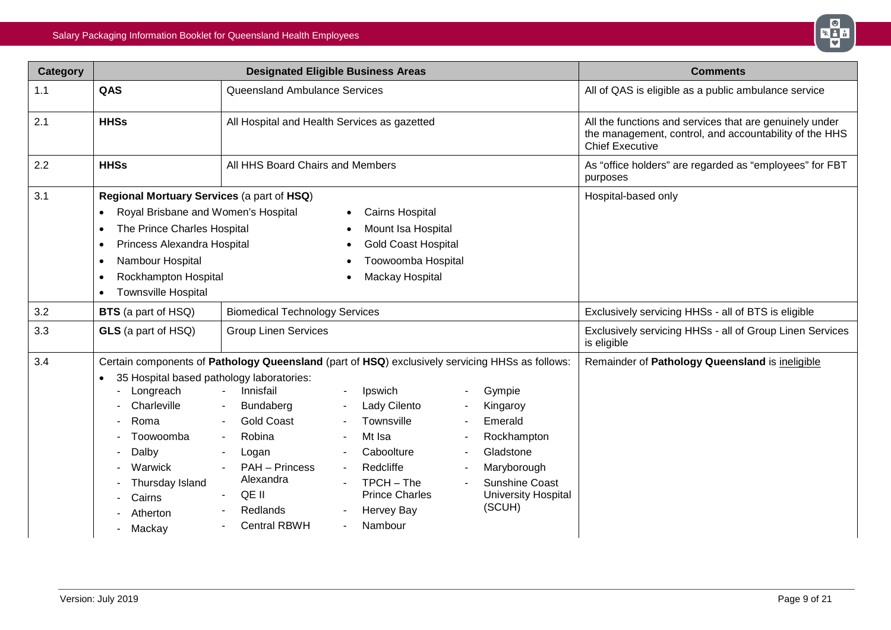| Category | Designated Eligible Business Areas | | Comments |
|---|---|---|---|
| 1.1 | **QAS** | Queensland Ambulance Services | All of QAS is eligible as a public ambulance service |
| 2.1 | **HHSs** | All Hospital and Health Services as gazetted | All the functions and services that are genuinely under the management, control, and accountability of the HHS Chief Executive |
| 2.2 | **HHSs** | All HHS Board Chairs and Members | As "office holders" are regarded as "employees" for FBT purposes |
| 3.1 | **Regional Mortuary Services** (a part of **HSQ**)<br>• Royal Brisbane and Women's Hospital<br>• The Prince Charles Hospital<br>• Princess Alexandra Hospital<br>• Nambour Hospital<br>• Rockhampton Hospital<br>• Townsville Hospital<br>• Cairns Hospital<br>• Mount Isa Hospital<br>• Gold Coast Hospital<br>• Toowoomba Hospital<br>• Mackay Hospital | | Hospital-based only |
| 3.2 | **BTS** (a part of HSQ) | Biomedical Technology Services | Exclusively servicing HHSs - all of BTS is eligible |
| 3.3 | **GLS** (a part of HSQ) | Group Linen Services | Exclusively servicing HHSs - all of Group Linen Services is eligible |
| 3.4 | Certain components of **Pathology Queensland** (part of **HSQ**) exclusively servicing HHSs as follows:<br>• 35 Hospital based pathology laboratories:<br>- Longreach<br>- Charleville<br>- Roma<br>- Toowoomba<br>- Dalby<br>- Warwick<br>- Thursday Island<br>- Cairns<br>- Atherton<br>- Mackay<br>- Innisfail<br>- Bundaberg<br>- Gold Coast<br>- Robina<br>- Logan<br>- PAH – Princess Alexandra<br>- QE II<br>- Redlands<br>- Central RBWH<br>- Ipswich<br>- Lady Cilento<br>- Townsville<br>- Mt Isa<br>- Caboolture<br>- Redcliffe<br>- TPCH – The Prince Charles<br>- Hervey Bay<br>- Nambour<br>- Gympie<br>- Kingaroy<br>- Emerald<br>- Rockhampton<br>- Gladstone<br>- Maryborough<br>- Sunshine Coast University Hospital (SCUH) | | Remainder of **Pathology Queensland** is <u>ineligible</u> |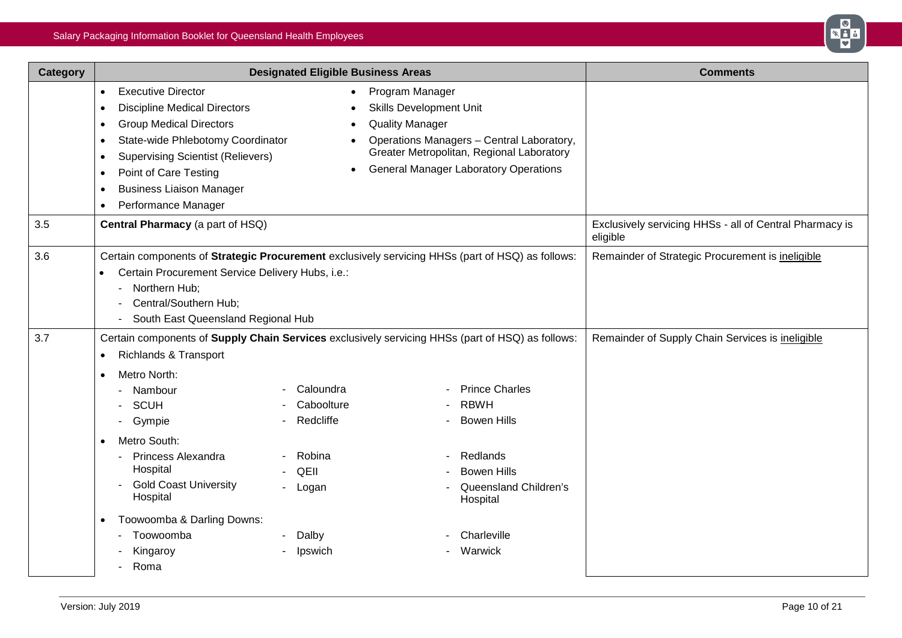| Category | Designated Eligible Business Areas | Comments |
|---|---|---|
| | • Executive Director<br>• Discipline Medical Directors<br>• Group Medical Directors<br>• State-wide Phlebotomy Coordinator<br>• Supervising Scientist (Relievers)<br>• Point of Care Testing<br>• Business Liaison Manager<br>• Performance Manager<br>• Program Manager<br>• Skills Development Unit<br>• Quality Manager<br>• Operations Managers – Central Laboratory, Greater Metropolitan, Regional Laboratory<br>• General Manager Laboratory Operations | |
| 3.5 | **Central Pharmacy** (a part of HSQ) | Exclusively servicing HHSs - all of Central Pharmacy is eligible |
| 3.6 | Certain components of **Strategic Procurement** exclusively servicing HHSs (part of HSQ) as follows:<br>• Certain Procurement Service Delivery Hubs, i.e.:<br>- Northern Hub;<br>- Central/Southern Hub;<br>- South East Queensland Regional Hub | Remainder of Strategic Procurement is ineligible |
| 3.7 | Certain components of **Supply Chain Services** exclusively servicing HHSs (part of HSQ) as follows:<br>• Richlands & Transport<br>• Metro North:<br>- Nambour<br>- SCUH<br>- Gympie<br>- Caloundra<br>- Caboolture<br>- Redcliffe<br>- Prince Charles<br>- RBWH<br>- Bowen Hills<br>• Metro South:<br>- Princess Alexandra Hospital<br>- Gold Coast University Hospital<br>- Robina<br>- QEII<br>- Logan<br>- Redlands<br>- Bowen Hills<br>- Queensland Children's Hospital<br>• Toowoomba & Darling Downs:<br>- Toowoomba<br>- Kingaroy<br>- Roma<br>- Dalby<br>- Ipswich<br>- Charleville<br>- Warwick | Remainder of Supply Chain Services is ineligible |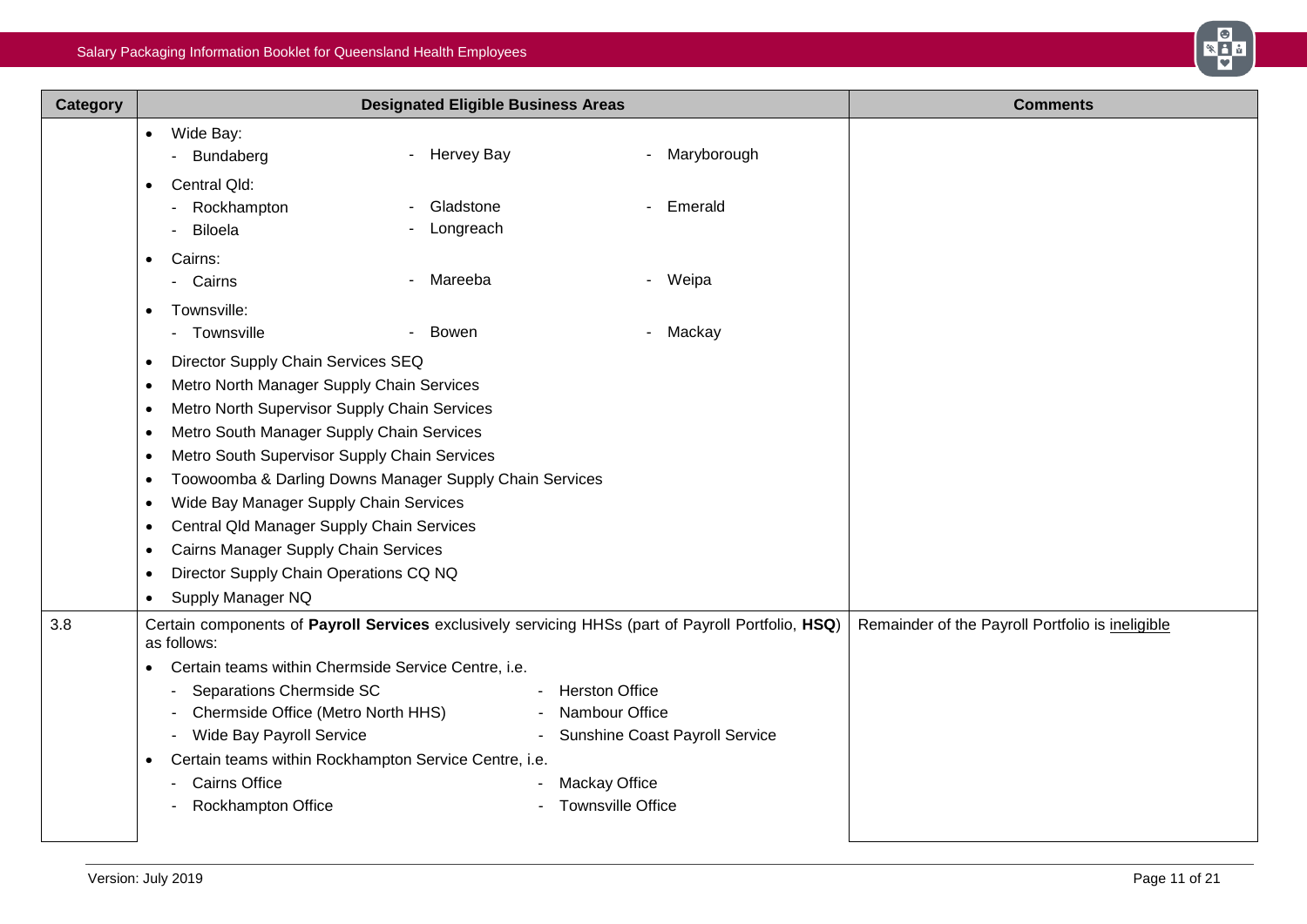| Category | Designated Eligible Business Areas | Comments |
|---|---|---|
| | • Wide Bay:<br>- Bundaberg - Hervey Bay - Maryborough<br>• Central Qld:<br>- Rockhampton - Gladstone - Emerald<br>- Biloela - Longreach<br>• Cairns:<br>- Cairns - Mareeba - Weipa<br>• Townsville:<br>- Townsville - Bowen - Mackay<br>• Director Supply Chain Services SEQ<br>• Metro North Manager Supply Chain Services<br>• Metro North Supervisor Supply Chain Services<br>• Metro South Manager Supply Chain Services<br>• Metro South Supervisor Supply Chain Services<br>• Toowoomba & Darling Downs Manager Supply Chain Services<br>• Wide Bay Manager Supply Chain Services<br>• Central Qld Manager Supply Chain Services<br>• Cairns Manager Supply Chain Services<br>• Director Supply Chain Operations CQ NQ<br>• Supply Manager NQ | |
| 3.8 | Certain components of **Payroll Services** exclusively servicing HHSs (part of Payroll Portfolio, **HSQ**) as follows:<br>• Certain teams within Chermside Service Centre, i.e.<br>- Separations Chermside SC - Herston Office<br>- Chermside Office (Metro North HHS) - Nambour Office<br>- Wide Bay Payroll Service - Sunshine Coast Payroll Service<br>• Certain teams within Rockhampton Service Centre, i.e.<br>- Cairns Office - Mackay Office<br>- Rockhampton Office - Townsville Office | Remainder of the Payroll Portfolio is ineligible |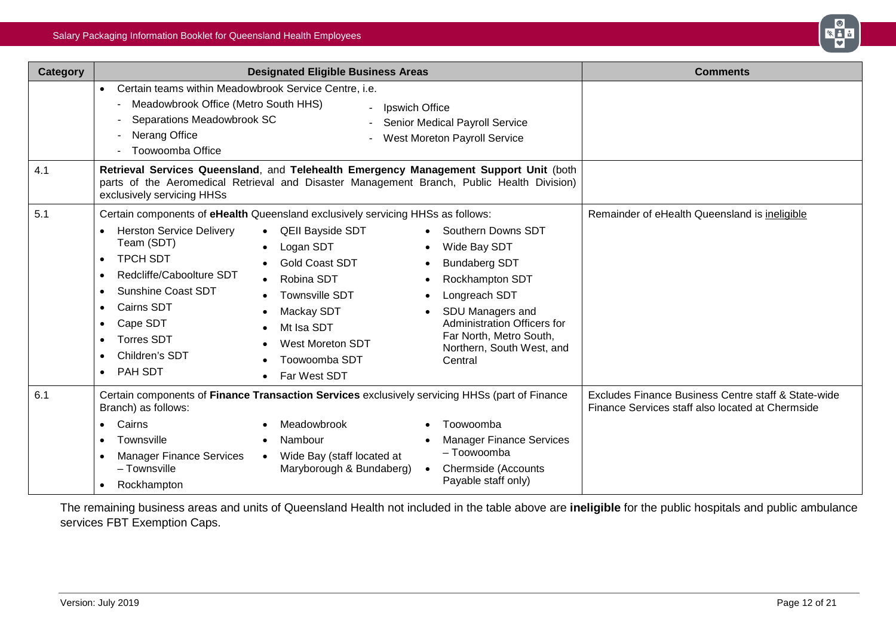| Category | Designated Eligible Business Areas | Comments |
|---|---|---|
| | • Certain teams within Meadowbrook Service Centre, i.e.<br>- Meadowbrook Office (Metro South HHS)<br>- Separations Meadowbrook SC<br>- Nerang Office<br>- Toowoomba Office<br>- Ipswich Office<br>- Senior Medical Payroll Service<br>- West Moreton Payroll Service | |
| 4.1 | **Retrieval Services Queensland**, and **Telehealth Emergency Management Support Unit** (both parts of the Aeromedical Retrieval and Disaster Management Branch, Public Health Division) exclusively servicing HHSs | |
| 5.1 | Certain components of **eHealth** Queensland exclusively servicing HHSs as follows:<br>• Herston Service Delivery Team (SDT)<br>• TPCH SDT<br>• Redcliffe/Caboolture SDT<br>• Sunshine Coast SDT<br>• Cairns SDT<br>• Cape SDT<br>• Torres SDT<br>• Children's SDT<br>• PAH SDT<br>• QEII Bayside SDT<br>• Logan SDT<br>• Gold Coast SDT<br>• Robina SDT<br>• Townsville SDT<br>• Mackay SDT<br>• Mt Isa SDT<br>• West Moreton SDT<br>• Toowoomba SDT<br>• Far West SDT<br>• Southern Downs SDT<br>• Wide Bay SDT<br>• Bundaberg SDT<br>• Rockhampton SDT<br>• Longreach SDT<br>• SDU Managers and Administration Officers for Far North, Metro South, Northern, South West, and Central | Remainder of eHealth Queensland is ineligible |
| 6.1 | Certain components of **Finance Transaction Services** exclusively servicing HHSs (part of Finance Branch) as follows:<br>• Cairns<br>• Townsville<br>• Manager Finance Services – Townsville<br>• Rockhampton<br>• Meadowbrook<br>• Nambour<br>• Wide Bay (staff located at Maryborough & Bundaberg)<br>• Toowoomba<br>• Manager Finance Services – Toowoomba<br>• Chermside (Accounts Payable staff only) | Excludes Finance Business Centre staff & State-wide Finance Services staff also located at Chermside |

The remaining business areas and units of Queensland Health not included in the table above are **ineligible** for the public hospitals and public ambulance services FBT Exemption Caps.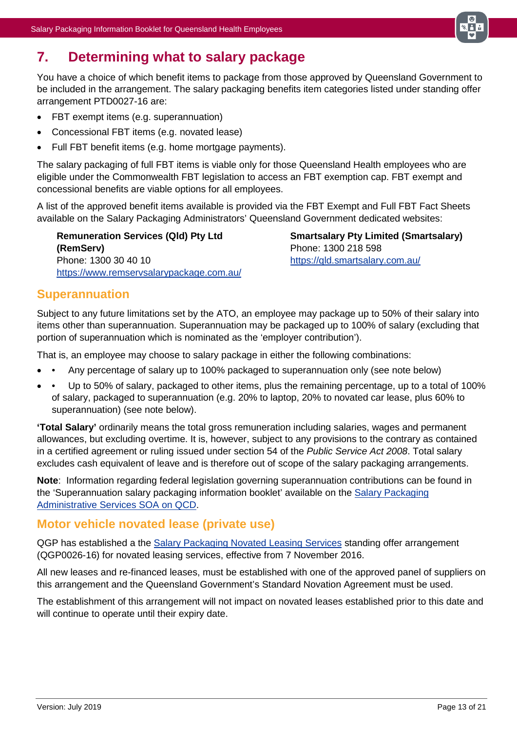# 7. Determining what to salary package

You have a choice of which benefit items to package from those approved by Queensland Government to be included in the arrangement. The salary packaging benefits item categories listed under standing offer arrangement PTD0027-16 are:

- FBT exempt items (e.g. superannuation)
- Concessional FBT items (e.g. novated lease)
- Full FBT benefit items (e.g. home mortgage payments).

The salary packaging of full FBT items is viable only for those Queensland Health employees who are eligible under the Commonwealth FBT legislation to access an FBT exemption cap. FBT exempt and concessional benefits are viable options for all employees.

A list of the approved benefit items available is provided via the FBT Exempt and Full FBT Fact Sheets available on the Salary Packaging Administrators' Queensland Government dedicated websites:

**Remuneration Services (Qld) Pty Ltd (RemServ)**
Phone: 1300 30 40 10
[https://www.remservsalarypackage.com.au/](https://www.remservsalarypackage.com.au/)

**Smartsalary Pty Limited (Smartsalary)**
Phone: 1300 218 598
[https://qld.smartsalary.com.au/](https://qld.smartsalary.com.au/)

## Superannuation

Subject to any future limitations set by the ATO, an employee may package up to 50% of their salary into items other than superannuation. Superannuation may be packaged up to 100% of salary (excluding that portion of superannuation which is nominated as the 'employer contribution').

That is, an employee may choose to salary package in either the following combinations:

- • Any percentage of salary up to 100% packaged to superannuation only (see note below)
- • Up to 50% of salary, packaged to other items, plus the remaining percentage, up to a total of 100% of salary, packaged to superannuation (e.g. 20% to laptop, 20% to novated car lease, plus 60% to superannuation) (see note below).

**'Total Salary'** ordinarily means the total gross remuneration including salaries, wages and permanent allowances, but excluding overtime. It is, however, subject to any provisions to the contrary as contained in a certified agreement or ruling issued under section 54 of the *Public Service Act 2008*. Total salary excludes cash equivalent of leave and is therefore out of scope of the salary packaging arrangements.

**Note**: Information regarding federal legislation governing superannuation contributions can be found in the 'Superannuation salary packaging information booklet' available on the Salary Packaging Administrative Services SOA on QCD.

## Motor vehicle novated lease (private use)

QGP has established a the Salary Packaging Novated Leasing Services standing offer arrangement (QGP0026-16) for novated leasing services, effective from 7 November 2016.

All new leases and re-financed leases, must be established with one of the approved panel of suppliers on this arrangement and the Queensland Government's Standard Novation Agreement must be used.

The establishment of this arrangement will not impact on novated leases established prior to this date and will continue to operate until their expiry date.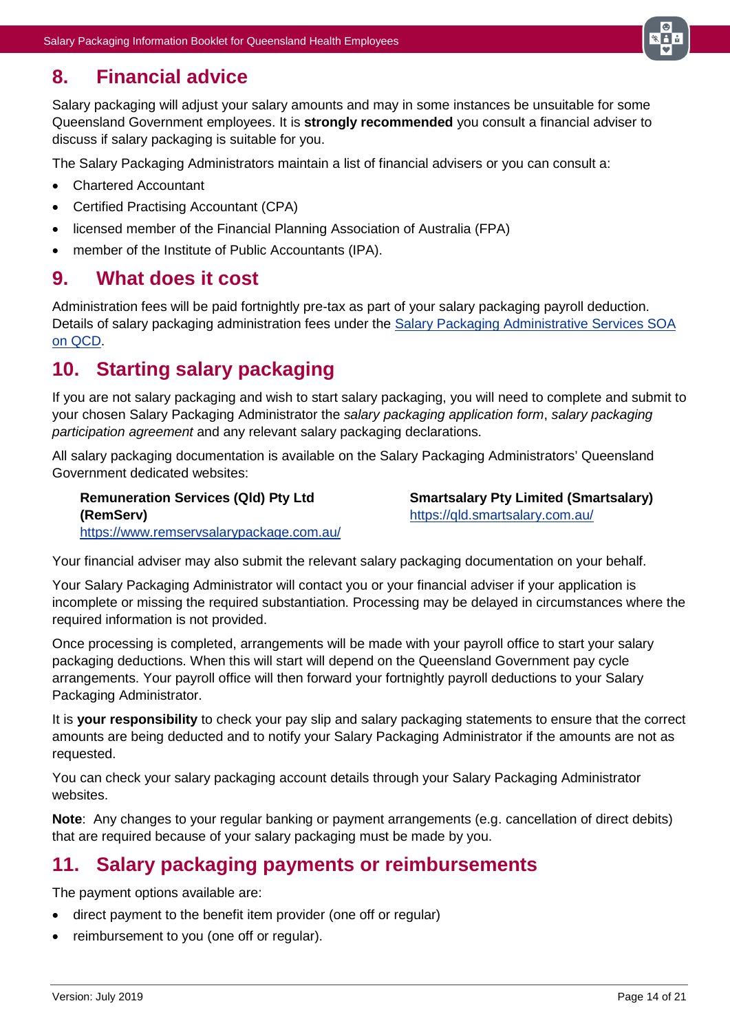## 8. Financial advice

Salary packaging will adjust your salary amounts and may in some instances be unsuitable for some Queensland Government employees. It is **strongly recommended** you consult a financial adviser to discuss if salary packaging is suitable for you.

The Salary Packaging Administrators maintain a list of financial advisers or you can consult a:

- Chartered Accountant
- Certified Practising Accountant (CPA)
- licensed member of the Financial Planning Association of Australia (FPA)
- member of the Institute of Public Accountants (IPA).

## 9. What does it cost

Administration fees will be paid fortnightly pre-tax as part of your salary packaging payroll deduction. Details of salary packaging administration fees under the Salary Packaging Administrative Services SOA on QCD.

## 10. Starting salary packaging

If you are not salary packaging and wish to start salary packaging, you will need to complete and submit to your chosen Salary Packaging Administrator the *salary packaging application form*, *salary packaging participation agreement* and any relevant salary packaging declarations.

All salary packaging documentation is available on the Salary Packaging Administrators' Queensland Government dedicated websites:

**Remuneration Services (Qld) Pty Ltd (RemServ)**
https://www.remservsalarypackage.com.au/

**Smartsalary Pty Limited (Smartsalary)**
https://qld.smartsalary.com.au/

Your financial adviser may also submit the relevant salary packaging documentation on your behalf.

Your Salary Packaging Administrator will contact you or your financial adviser if your application is incomplete or missing the required substantiation. Processing may be delayed in circumstances where the required information is not provided.

Once processing is completed, arrangements will be made with your payroll office to start your salary packaging deductions. When this will start will depend on the Queensland Government pay cycle arrangements. Your payroll office will then forward your fortnightly payroll deductions to your Salary Packaging Administrator.

It is **your responsibility** to check your pay slip and salary packaging statements to ensure that the correct amounts are being deducted and to notify your Salary Packaging Administrator if the amounts are not as requested.

You can check your salary packaging account details through your Salary Packaging Administrator websites.

**Note**: Any changes to your regular banking or payment arrangements (e.g. cancellation of direct debits) that are required because of your salary packaging must be made by you.

## 11. Salary packaging payments or reimbursements

The payment options available are:

- direct payment to the benefit item provider (one off or regular)
- reimbursement to you (one off or regular).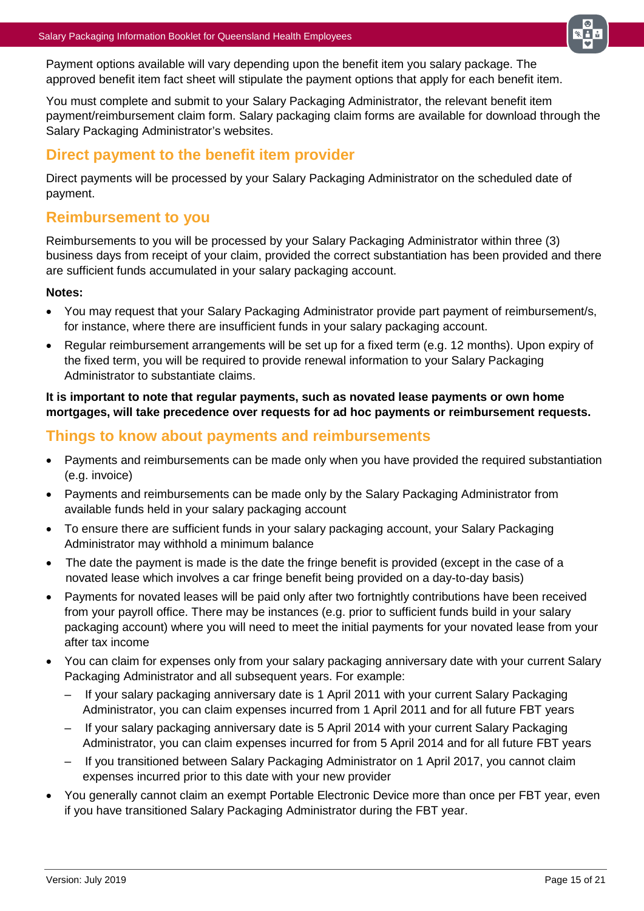Payment options available will vary depending upon the benefit item you salary package. The approved benefit item fact sheet will stipulate the payment options that apply for each benefit item.

You must complete and submit to your Salary Packaging Administrator, the relevant benefit item payment/reimbursement claim form. Salary packaging claim forms are available for download through the Salary Packaging Administrator's websites.

## Direct payment to the benefit item provider

Direct payments will be processed by your Salary Packaging Administrator on the scheduled date of payment.

## Reimbursement to you

Reimbursements to you will be processed by your Salary Packaging Administrator within three (3) business days from receipt of your claim, provided the correct substantiation has been provided and there are sufficient funds accumulated in your salary packaging account.

**Notes:**

- You may request that your Salary Packaging Administrator provide part payment of reimbursement/s, for instance, where there are insufficient funds in your salary packaging account.
- Regular reimbursement arrangements will be set up for a fixed term (e.g. 12 months). Upon expiry of the fixed term, you will be required to provide renewal information to your Salary Packaging Administrator to substantiate claims.

**It is important to note that regular payments, such as novated lease payments or own home mortgages, will take precedence over requests for ad hoc payments or reimbursement requests.**

## Things to know about payments and reimbursements

- Payments and reimbursements can be made only when you have provided the required substantiation (e.g. invoice)
- Payments and reimbursements can be made only by the Salary Packaging Administrator from available funds held in your salary packaging account
- To ensure there are sufficient funds in your salary packaging account, your Salary Packaging Administrator may withhold a minimum balance
- The date the payment is made is the date the fringe benefit is provided (except in the case of a novated lease which involves a car fringe benefit being provided on a day-to-day basis)
- Payments for novated leases will be paid only after two fortnightly contributions have been received from your payroll office. There may be instances (e.g. prior to sufficient funds build in your salary packaging account) where you will need to meet the initial payments for your novated lease from your after tax income
- You can claim for expenses only from your salary packaging anniversary date with your current Salary Packaging Administrator and all subsequent years. For example:
  - If your salary packaging anniversary date is 1 April 2011 with your current Salary Packaging Administrator, you can claim expenses incurred from 1 April 2011 and for all future FBT years
  - If your salary packaging anniversary date is 5 April 2014 with your current Salary Packaging Administrator, you can claim expenses incurred for from 5 April 2014 and for all future FBT years
  - If you transitioned between Salary Packaging Administrator on 1 April 2017, you cannot claim expenses incurred prior to this date with your new provider
- You generally cannot claim an exempt Portable Electronic Device more than once per FBT year, even if you have transitioned Salary Packaging Administrator during the FBT year.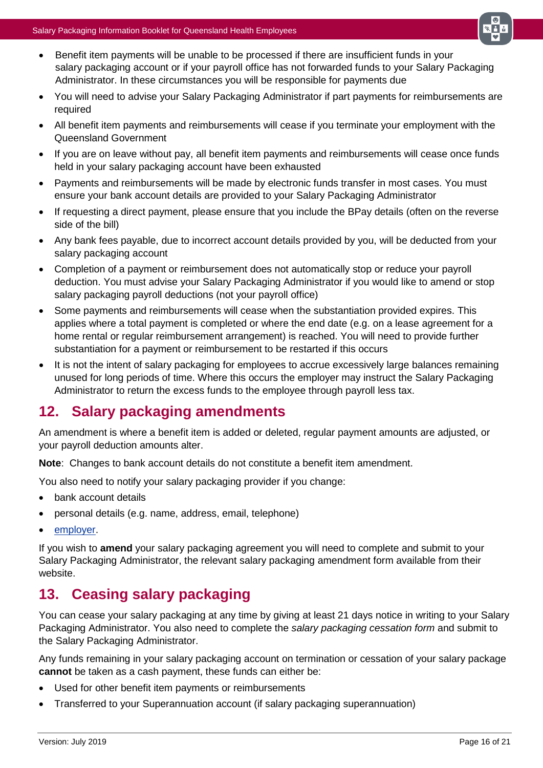- Benefit item payments will be unable to be processed if there are insufficient funds in your salary packaging account or if your payroll office has not forwarded funds to your Salary Packaging Administrator. In these circumstances you will be responsible for payments due
- You will need to advise your Salary Packaging Administrator if part payments for reimbursements are required
- All benefit item payments and reimbursements will cease if you terminate your employment with the Queensland Government
- If you are on leave without pay, all benefit item payments and reimbursements will cease once funds held in your salary packaging account have been exhausted
- Payments and reimbursements will be made by electronic funds transfer in most cases. You must ensure your bank account details are provided to your Salary Packaging Administrator
- If requesting a direct payment, please ensure that you include the BPay details (often on the reverse side of the bill)
- Any bank fees payable, due to incorrect account details provided by you, will be deducted from your salary packaging account
- Completion of a payment or reimbursement does not automatically stop or reduce your payroll deduction. You must advise your Salary Packaging Administrator if you would like to amend or stop salary packaging payroll deductions (not your payroll office)
- Some payments and reimbursements will cease when the substantiation provided expires. This applies where a total payment is completed or where the end date (e.g. on a lease agreement for a home rental or regular reimbursement arrangement) is reached. You will need to provide further substantiation for a payment or reimbursement to be restarted if this occurs
- It is not the intent of salary packaging for employees to accrue excessively large balances remaining unused for long periods of time. Where this occurs the employer may instruct the Salary Packaging Administrator to return the excess funds to the employee through payroll less tax.

## 12. Salary packaging amendments

An amendment is where a benefit item is added or deleted, regular payment amounts are adjusted, or your payroll deduction amounts alter.

**Note**: Changes to bank account details do not constitute a benefit item amendment.

You also need to notify your salary packaging provider if you change:

- bank account details
- personal details (e.g. name, address, email, telephone)
- employer.

If you wish to **amend** your salary packaging agreement you will need to complete and submit to your Salary Packaging Administrator, the relevant salary packaging amendment form available from their website.

## 13. Ceasing salary packaging

You can cease your salary packaging at any time by giving at least 21 days notice in writing to your Salary Packaging Administrator. You also need to complete the *salary packaging cessation form* and submit to the Salary Packaging Administrator.

Any funds remaining in your salary packaging account on termination or cessation of your salary package **cannot** be taken as a cash payment, these funds can either be:

- Used for other benefit item payments or reimbursements
- Transferred to your Superannuation account (if salary packaging superannuation)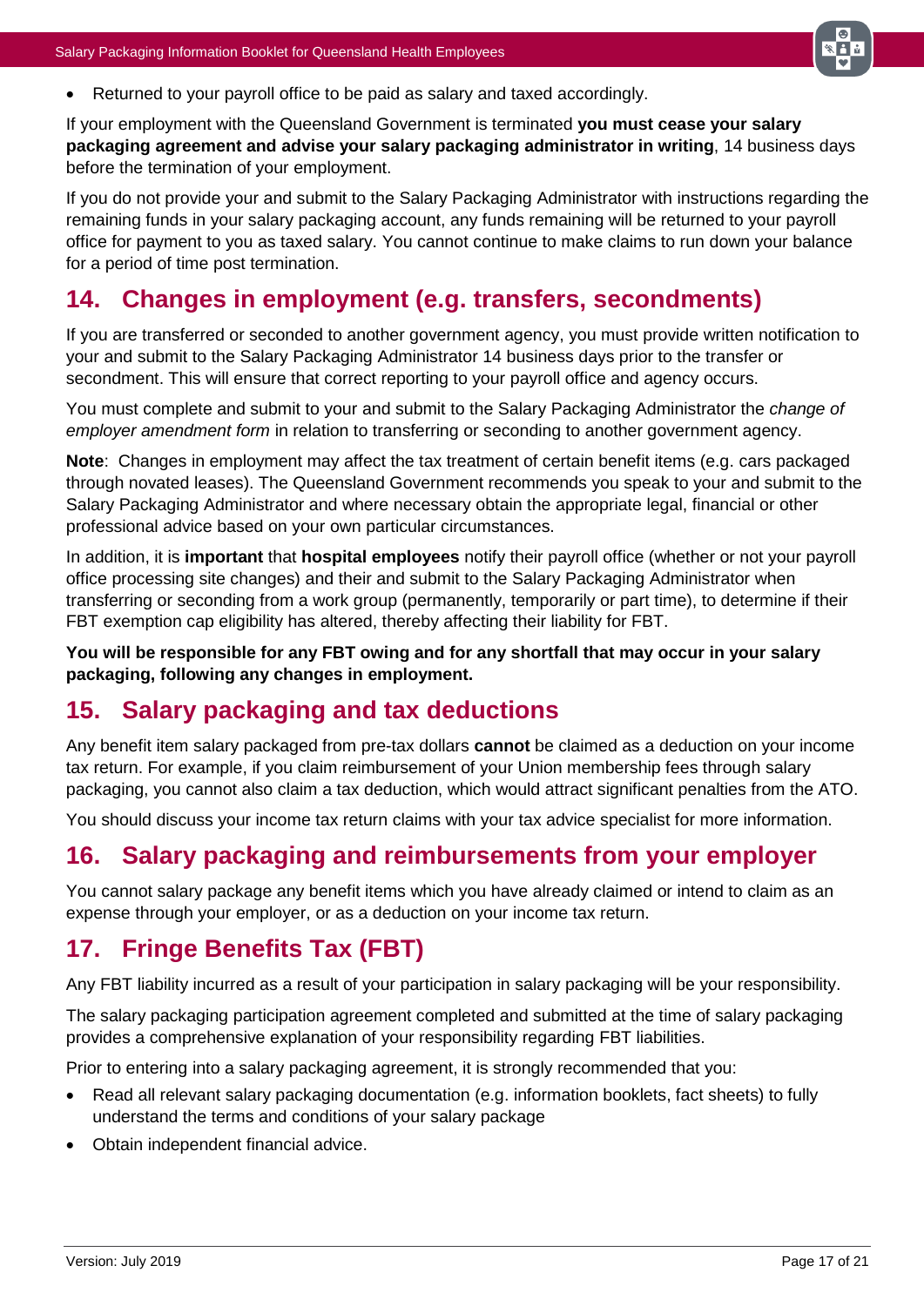- Returned to your payroll office to be paid as salary and taxed accordingly.

If your employment with the Queensland Government is terminated **you must cease your salary packaging agreement and advise your salary packaging administrator in writing**, 14 business days before the termination of your employment.

If you do not provide your and submit to the Salary Packaging Administrator with instructions regarding the remaining funds in your salary packaging account, any funds remaining will be returned to your payroll office for payment to you as taxed salary. You cannot continue to make claims to run down your balance for a period of time post termination.

## 14. Changes in employment (e.g. transfers, secondments)

If you are transferred or seconded to another government agency, you must provide written notification to your and submit to the Salary Packaging Administrator 14 business days prior to the transfer or secondment. This will ensure that correct reporting to your payroll office and agency occurs.

You must complete and submit to your and submit to the Salary Packaging Administrator the *change of employer amendment form* in relation to transferring or seconding to another government agency.

**Note**: Changes in employment may affect the tax treatment of certain benefit items (e.g. cars packaged through novated leases). The Queensland Government recommends you speak to your and submit to the Salary Packaging Administrator and where necessary obtain the appropriate legal, financial or other professional advice based on your own particular circumstances.

In addition, it is **important** that **hospital employees** notify their payroll office (whether or not your payroll office processing site changes) and their and submit to the Salary Packaging Administrator when transferring or seconding from a work group (permanently, temporarily or part time), to determine if their FBT exemption cap eligibility has altered, thereby affecting their liability for FBT.

**You will be responsible for any FBT owing and for any shortfall that may occur in your salary packaging, following any changes in employment.**

## 15. Salary packaging and tax deductions

Any benefit item salary packaged from pre-tax dollars **cannot** be claimed as a deduction on your income tax return. For example, if you claim reimbursement of your Union membership fees through salary packaging, you cannot also claim a tax deduction, which would attract significant penalties from the ATO.

You should discuss your income tax return claims with your tax advice specialist for more information.

## 16. Salary packaging and reimbursements from your employer

You cannot salary package any benefit items which you have already claimed or intend to claim as an expense through your employer, or as a deduction on your income tax return.

## 17. Fringe Benefits Tax (FBT)

Any FBT liability incurred as a result of your participation in salary packaging will be your responsibility.

The salary packaging participation agreement completed and submitted at the time of salary packaging provides a comprehensive explanation of your responsibility regarding FBT liabilities.

Prior to entering into a salary packaging agreement, it is strongly recommended that you:

- Read all relevant salary packaging documentation (e.g. information booklets, fact sheets) to fully understand the terms and conditions of your salary package
- Obtain independent financial advice.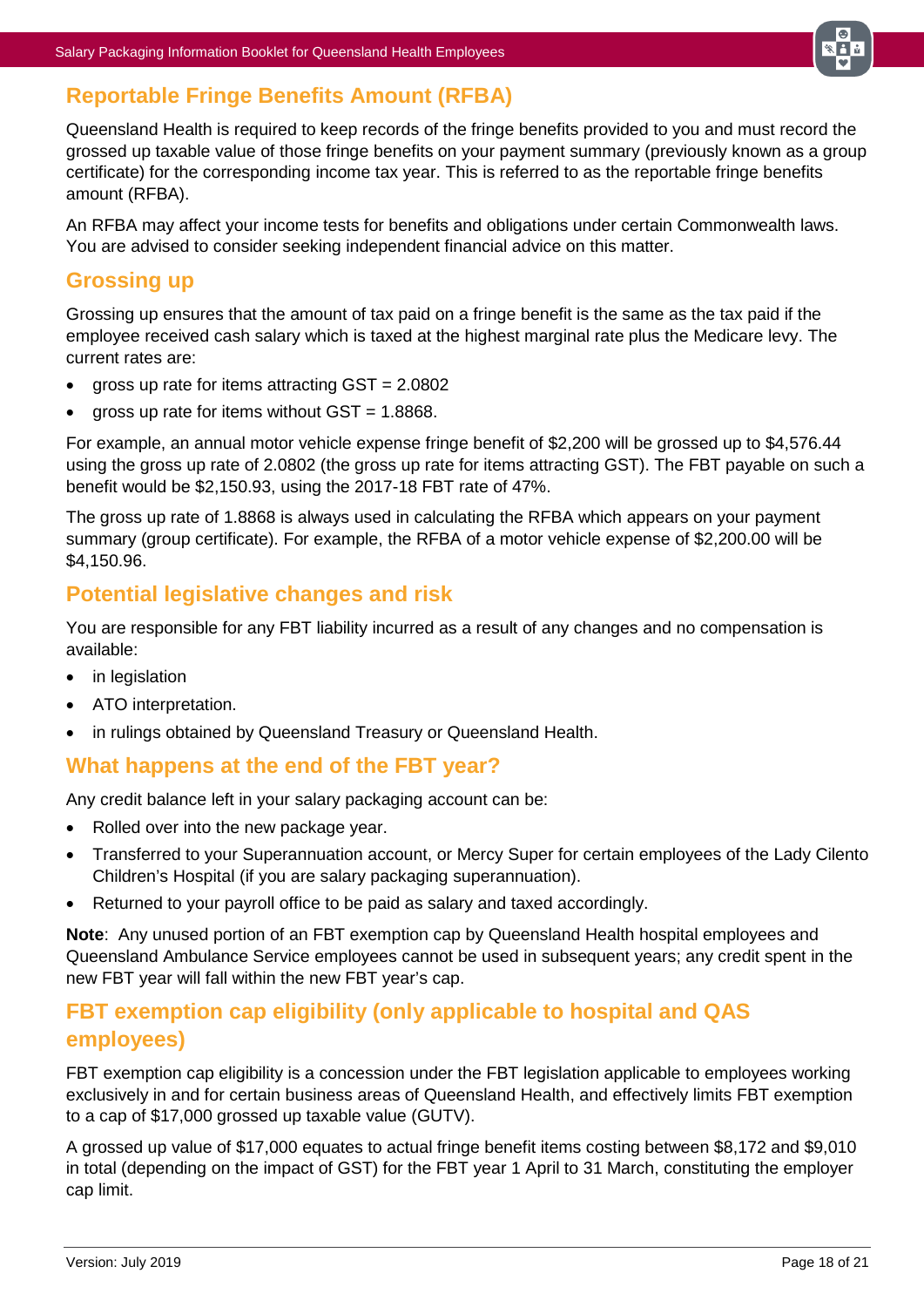## Reportable Fringe Benefits Amount (RFBA)

Queensland Health is required to keep records of the fringe benefits provided to you and must record the grossed up taxable value of those fringe benefits on your payment summary (previously known as a group certificate) for the corresponding income tax year. This is referred to as the reportable fringe benefits amount (RFBA).

An RFBA may affect your income tests for benefits and obligations under certain Commonwealth laws. You are advised to consider seeking independent financial advice on this matter.

## Grossing up

Grossing up ensures that the amount of tax paid on a fringe benefit is the same as the tax paid if the employee received cash salary which is taxed at the highest marginal rate plus the Medicare levy. The current rates are:

- gross up rate for items attracting GST = 2.0802
- gross up rate for items without GST = 1.8868.

For example, an annual motor vehicle expense fringe benefit of $2,200 will be grossed up to $4,576.44 using the gross up rate of 2.0802 (the gross up rate for items attracting GST). The FBT payable on such a benefit would be $2,150.93, using the 2017-18 FBT rate of 47%.

The gross up rate of 1.8868 is always used in calculating the RFBA which appears on your payment summary (group certificate). For example, the RFBA of a motor vehicle expense of $2,200.00 will be $4,150.96.

## Potential legislative changes and risk

You are responsible for any FBT liability incurred as a result of any changes and no compensation is available:

- in legislation
- ATO interpretation.
- in rulings obtained by Queensland Treasury or Queensland Health.

## What happens at the end of the FBT year?

Any credit balance left in your salary packaging account can be:

- Rolled over into the new package year.
- Transferred to your Superannuation account, or Mercy Super for certain employees of the Lady Cilento Children's Hospital (if you are salary packaging superannuation).
- Returned to your payroll office to be paid as salary and taxed accordingly.

**Note**: Any unused portion of an FBT exemption cap by Queensland Health hospital employees and Queensland Ambulance Service employees cannot be used in subsequent years; any credit spent in the new FBT year will fall within the new FBT year's cap.

## FBT exemption cap eligibility (only applicable to hospital and QAS employees)

FBT exemption cap eligibility is a concession under the FBT legislation applicable to employees working exclusively in and for certain business areas of Queensland Health, and effectively limits FBT exemption to a cap of $17,000 grossed up taxable value (GUTV).

A grossed up value of $17,000 equates to actual fringe benefit items costing between $8,172 and $9,010 in total (depending on the impact of GST) for the FBT year 1 April to 31 March, constituting the employer cap limit.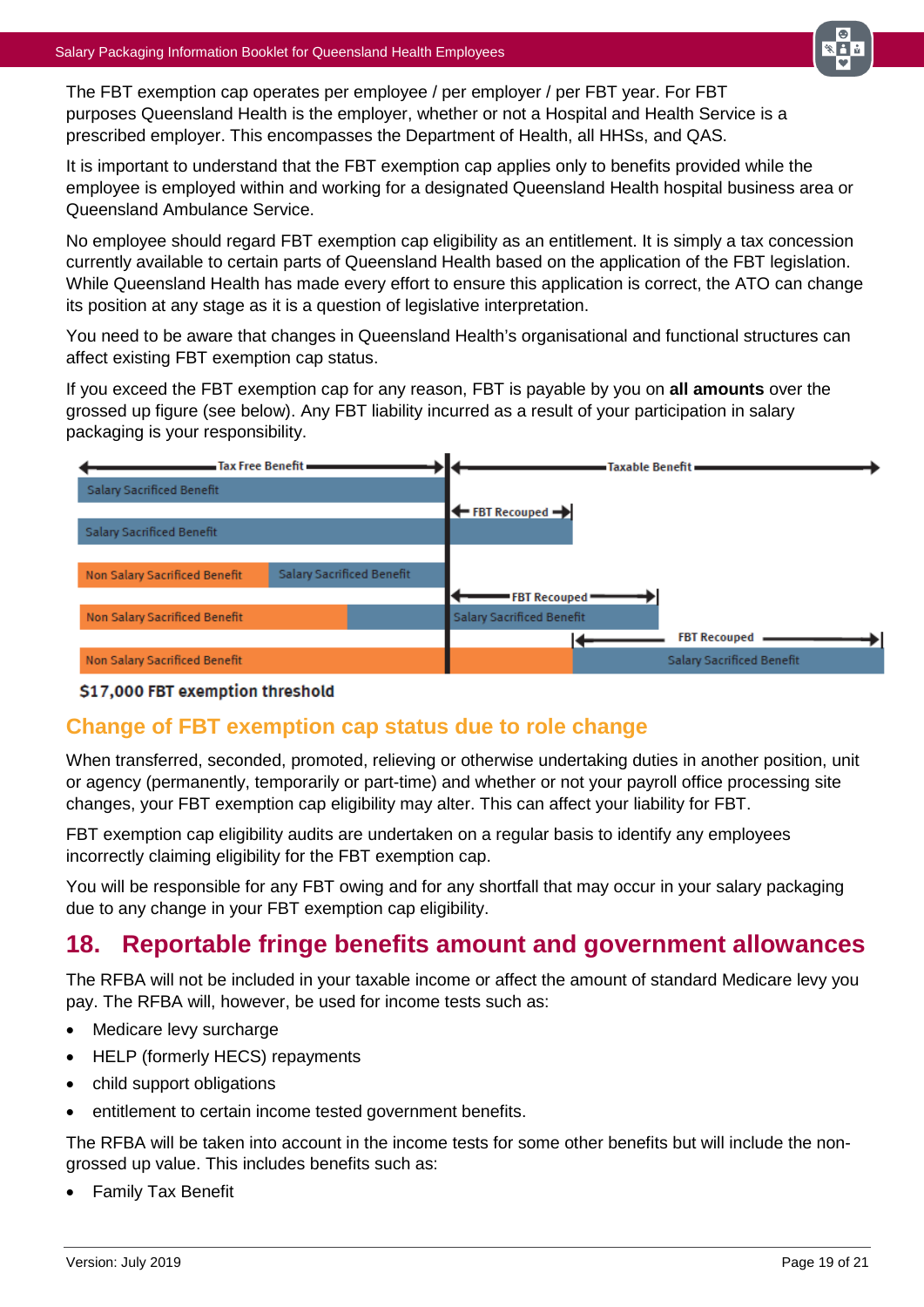The FBT exemption cap operates per employee / per employer / per FBT year. For FBT purposes Queensland Health is the employer, whether or not a Hospital and Health Service is a prescribed employer. This encompasses the Department of Health, all HHSs, and QAS.

It is important to understand that the FBT exemption cap applies only to benefits provided while the employee is employed within and working for a designated Queensland Health hospital business area or Queensland Ambulance Service.

No employee should regard FBT exemption cap eligibility as an entitlement. It is simply a tax concession currently available to certain parts of Queensland Health based on the application of the FBT legislation. While Queensland Health has made every effort to ensure this application is correct, the ATO can change its position at any stage as it is a question of legislative interpretation.

You need to be aware that changes in Queensland Health's organisational and functional structures can affect existing FBT exemption cap status.

If you exceed the FBT exemption cap for any reason, FBT is payable by you on **all amounts** over the grossed up figure (see below). Any FBT liability incurred as a result of your participation in salary packaging is your responsibility.

Tax Free Benefit | Taxable Benefit

- Salary Sacrificed Benefit
- Salary Sacrificed Benefit — FBT Recouped
- Non Salary Sacrificed Benefit, Salary Sacrificed Benefit
- Non Salary Sacrificed Benefit, Salary Sacrificed Benefit — FBT Recouped
- Non Salary Sacrificed Benefit, Salary Sacrificed Benefit — FBT Recouped

**$17,000 FBT exemption threshold**

## Change of FBT exemption cap status due to role change

When transferred, seconded, promoted, relieving or otherwise undertaking duties in another position, unit or agency (permanently, temporarily or part-time) and whether or not your payroll office processing site changes, your FBT exemption cap eligibility may alter. This can affect your liability for FBT.

FBT exemption cap eligibility audits are undertaken on a regular basis to identify any employees incorrectly claiming eligibility for the FBT exemption cap.

You will be responsible for any FBT owing and for any shortfall that may occur in your salary packaging due to any change in your FBT exemption cap eligibility.

# 18. Reportable fringe benefits amount and government allowances

The RFBA will not be included in your taxable income or affect the amount of standard Medicare levy you pay. The RFBA will, however, be used for income tests such as:

- Medicare levy surcharge
- HELP (formerly HECS) repayments
- child support obligations
- entitlement to certain income tested government benefits.

The RFBA will be taken into account in the income tests for some other benefits but will include the non-grossed up value. This includes benefits such as:

- Family Tax Benefit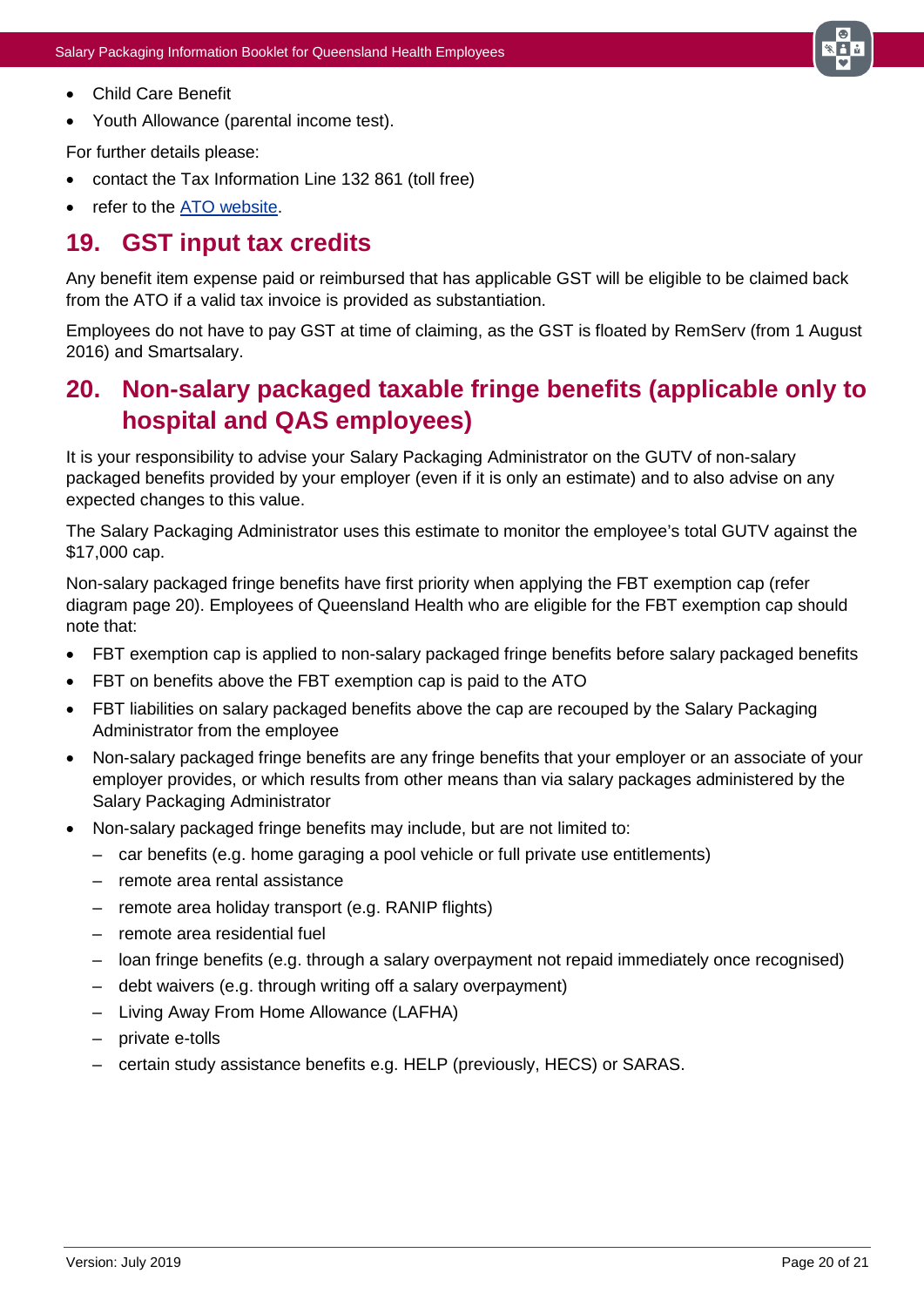- Child Care Benefit
- Youth Allowance (parental income test).

For further details please:

- contact the Tax Information Line 132 861 (toll free)
- refer to the ATO website.

## 19. GST input tax credits

Any benefit item expense paid or reimbursed that has applicable GST will be eligible to be claimed back from the ATO if a valid tax invoice is provided as substantiation.

Employees do not have to pay GST at time of claiming, as the GST is floated by RemServ (from 1 August 2016) and Smartsalary.

## 20. Non-salary packaged taxable fringe benefits (applicable only to hospital and QAS employees)

It is your responsibility to advise your Salary Packaging Administrator on the GUTV of non-salary packaged benefits provided by your employer (even if it is only an estimate) and to also advise on any expected changes to this value.

The Salary Packaging Administrator uses this estimate to monitor the employee's total GUTV against the $17,000 cap.

Non-salary packaged fringe benefits have first priority when applying the FBT exemption cap (refer diagram page 20). Employees of Queensland Health who are eligible for the FBT exemption cap should note that:

- FBT exemption cap is applied to non-salary packaged fringe benefits before salary packaged benefits
- FBT on benefits above the FBT exemption cap is paid to the ATO
- FBT liabilities on salary packaged benefits above the cap are recouped by the Salary Packaging Administrator from the employee
- Non-salary packaged fringe benefits are any fringe benefits that your employer or an associate of your employer provides, or which results from other means than via salary packages administered by the Salary Packaging Administrator
- Non-salary packaged fringe benefits may include, but are not limited to:
  - car benefits (e.g. home garaging a pool vehicle or full private use entitlements)
  - remote area rental assistance
  - remote area holiday transport (e.g. RANIP flights)
  - remote area residential fuel
  - loan fringe benefits (e.g. through a salary overpayment not repaid immediately once recognised)
  - debt waivers (e.g. through writing off a salary overpayment)
  - Living Away From Home Allowance (LAFHA)
  - private e-tolls
  - certain study assistance benefits e.g. HELP (previously, HECS) or SARAS.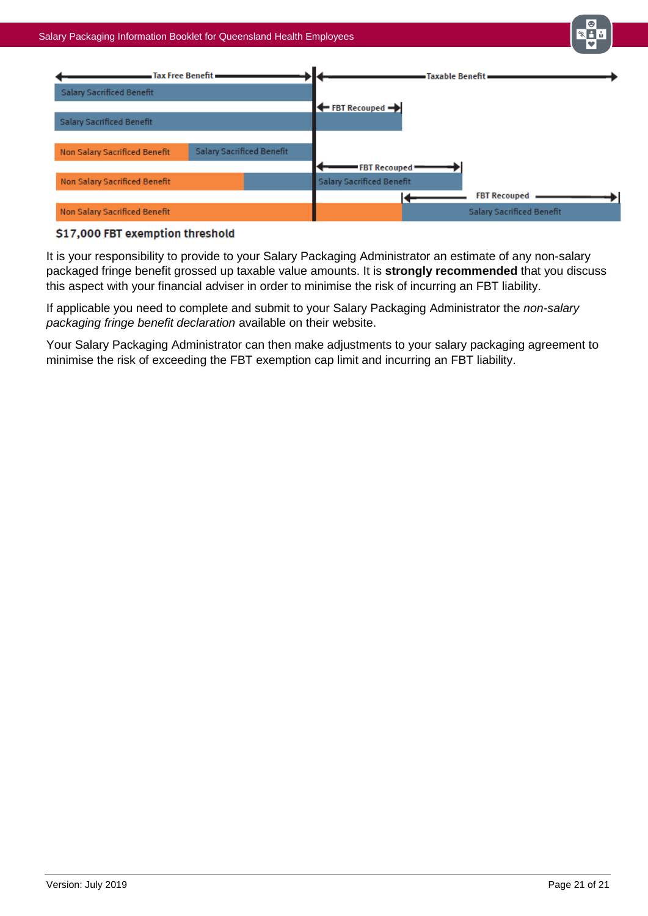Tax Free Benefit

Taxable Benefit

Salary Sacrificed Benefit

FBT Recouped

Salary Sacrificed Benefit

Non Salary Sacrificed Benefit

Salary Sacrificed Benefit

FBT Recouped

Non Salary Sacrificed Benefit

Salary Sacrificed Benefit

FBT Recouped

Non Salary Sacrificed Benefit

Salary Sacrificed Benefit

$17,000 FBT exemption threshold

It is your responsibility to provide to your Salary Packaging Administrator an estimate of any non-salary packaged fringe benefit grossed up taxable value amounts. It is **strongly recommended** that you discuss this aspect with your financial adviser in order to minimise the risk of incurring an FBT liability.

If applicable you need to complete and submit to your Salary Packaging Administrator the *non-salary packaging fringe benefit declaration* available on their website.

Your Salary Packaging Administrator can then make adjustments to your salary packaging agreement to minimise the risk of exceeding the FBT exemption cap limit and incurring an FBT liability.